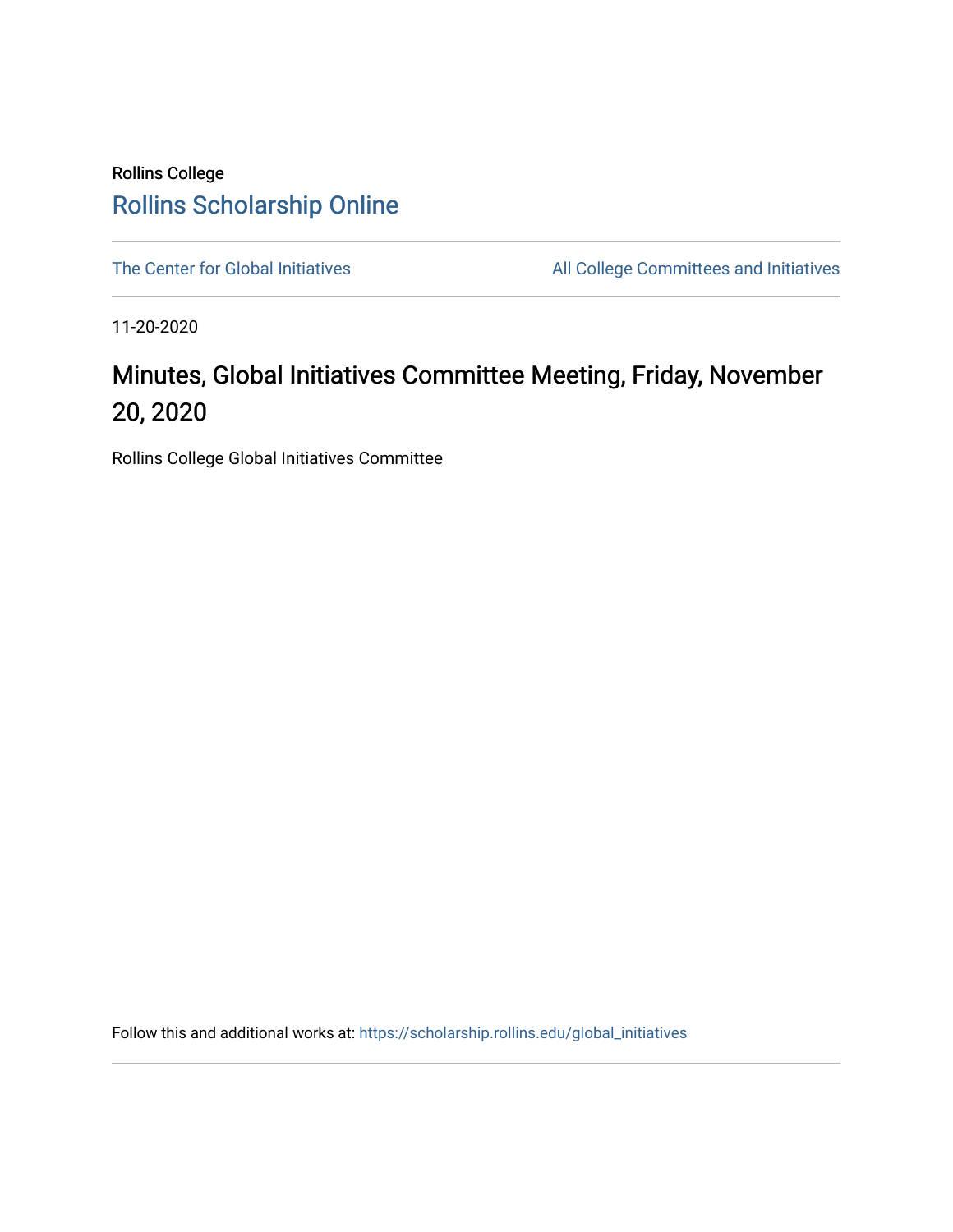Rollins College

# Rollins Scholarship Online

The Center for Global Initiatives

All College Committees and Initiatives

11-20-2020

## Minutes, Global Initiatives Committee Meeting, Friday, November 20, 2020

Rollins College Global Initiatives Committee

Follow this and additional works at: https://scholarship.rollins.edu/global_initiatives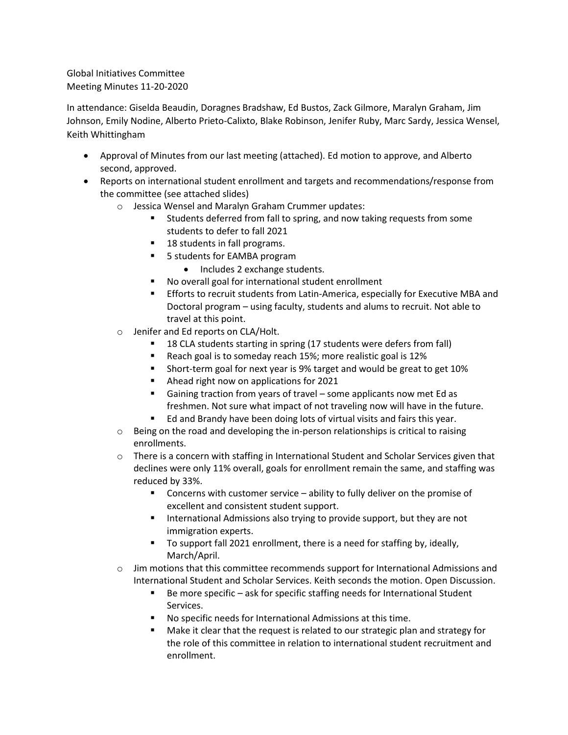Global Initiatives Committee
Meeting Minutes 11-20-2020

In attendance: Giselda Beaudin, Doragnes Bradshaw, Ed Bustos, Zack Gilmore, Maralyn Graham, Jim Johnson, Emily Nodine, Alberto Prieto-Calixto, Blake Robinson, Jenifer Ruby, Marc Sardy, Jessica Wensel, Keith Whittingham

- Approval of Minutes from our last meeting (attached). Ed motion to approve, and Alberto second, approved.
- Reports on international student enrollment and targets and recommendations/response from the committee (see attached slides)
  - Jessica Wensel and Maralyn Graham Crummer updates:
    - Students deferred from fall to spring, and now taking requests from some students to defer to fall 2021
    - 18 students in fall programs.
    - 5 students for EAMBA program
      - Includes 2 exchange students.
    - No overall goal for international student enrollment
    - Efforts to recruit students from Latin-America, especially for Executive MBA and Doctoral program – using faculty, students and alums to recruit. Not able to travel at this point.
  - Jenifer and Ed reports on CLA/Holt.
    - 18 CLA students starting in spring (17 students were defers from fall)
    - Reach goal is to someday reach 15%; more realistic goal is 12%
    - Short-term goal for next year is 9% target and would be great to get 10%
    - Ahead right now on applications for 2021
    - Gaining traction from years of travel – some applicants now met Ed as freshmen. Not sure what impact of not traveling now will have in the future.
    - Ed and Brandy have been doing lots of virtual visits and fairs this year.
  - Being on the road and developing the in-person relationships is critical to raising enrollments.
  - There is a concern with staffing in International Student and Scholar Services given that declines were only 11% overall, goals for enrollment remain the same, and staffing was reduced by 33%.
    - Concerns with customer service – ability to fully deliver on the promise of excellent and consistent student support.
    - International Admissions also trying to provide support, but they are not immigration experts.
    - To support fall 2021 enrollment, there is a need for staffing by, ideally, March/April.
  - Jim motions that this committee recommends support for International Admissions and International Student and Scholar Services. Keith seconds the motion. Open Discussion.
    - Be more specific – ask for specific staffing needs for International Student Services.
    - No specific needs for International Admissions at this time.
    - Make it clear that the request is related to our strategic plan and strategy for the role of this committee in relation to international student recruitment and enrollment.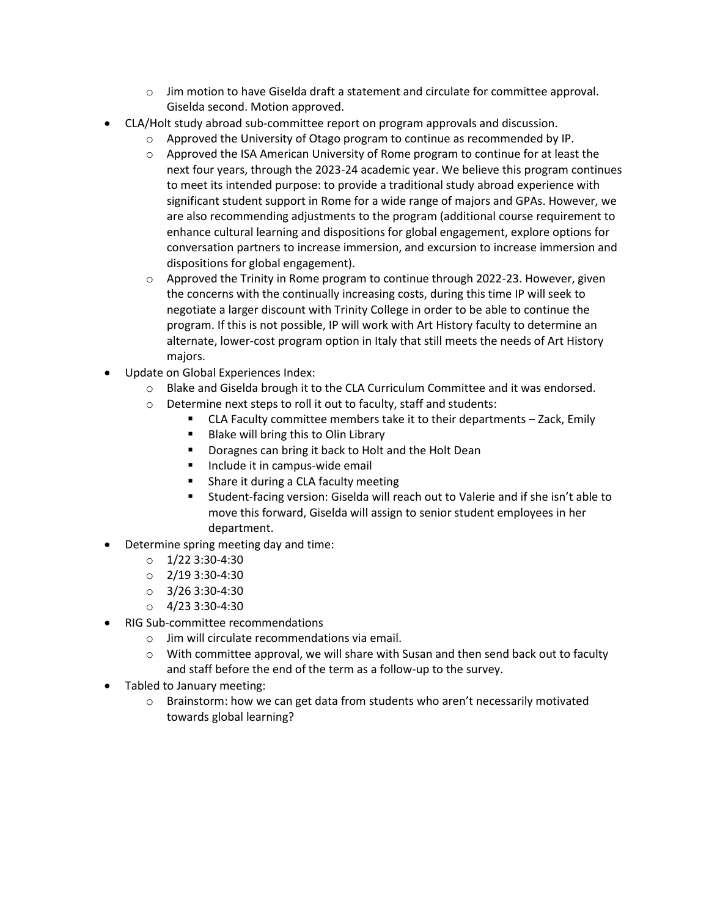- Jim motion to have Giselda draft a statement and circulate for committee approval. Giselda second. Motion approved.
- CLA/Holt study abroad sub-committee report on program approvals and discussion.
    - Approved the University of Otago program to continue as recommended by IP.
    - Approved the ISA American University of Rome program to continue for at least the next four years, through the 2023-24 academic year. We believe this program continues to meet its intended purpose: to provide a traditional study abroad experience with significant student support in Rome for a wide range of majors and GPAs. However, we are also recommending adjustments to the program (additional course requirement to enhance cultural learning and dispositions for global engagement, explore options for conversation partners to increase immersion, and excursion to increase immersion and dispositions for global engagement).
    - Approved the Trinity in Rome program to continue through 2022-23. However, given the concerns with the continually increasing costs, during this time IP will seek to negotiate a larger discount with Trinity College in order to be able to continue the program. If this is not possible, IP will work with Art History faculty to determine an alternate, lower-cost program option in Italy that still meets the needs of Art History majors.
- Update on Global Experiences Index:
    - Blake and Giselda brough it to the CLA Curriculum Committee and it was endorsed.
    - Determine next steps to roll it out to faculty, staff and students:
        - CLA Faculty committee members take it to their departments – Zack, Emily
        - Blake will bring this to Olin Library
        - Doragnes can bring it back to Holt and the Holt Dean
        - Include it in campus-wide email
        - Share it during a CLA faculty meeting
        - Student-facing version: Giselda will reach out to Valerie and if she isn't able to move this forward, Giselda will assign to senior student employees in her department.
- Determine spring meeting day and time:
    - 1/22 3:30-4:30
    - 2/19 3:30-4:30
    - 3/26 3:30-4:30
    - 4/23 3:30-4:30
- RIG Sub-committee recommendations
    - Jim will circulate recommendations via email.
    - With committee approval, we will share with Susan and then send back out to faculty and staff before the end of the term as a follow-up to the survey.
- Tabled to January meeting:
    - Brainstorm: how we can get data from students who aren't necessarily motivated towards global learning?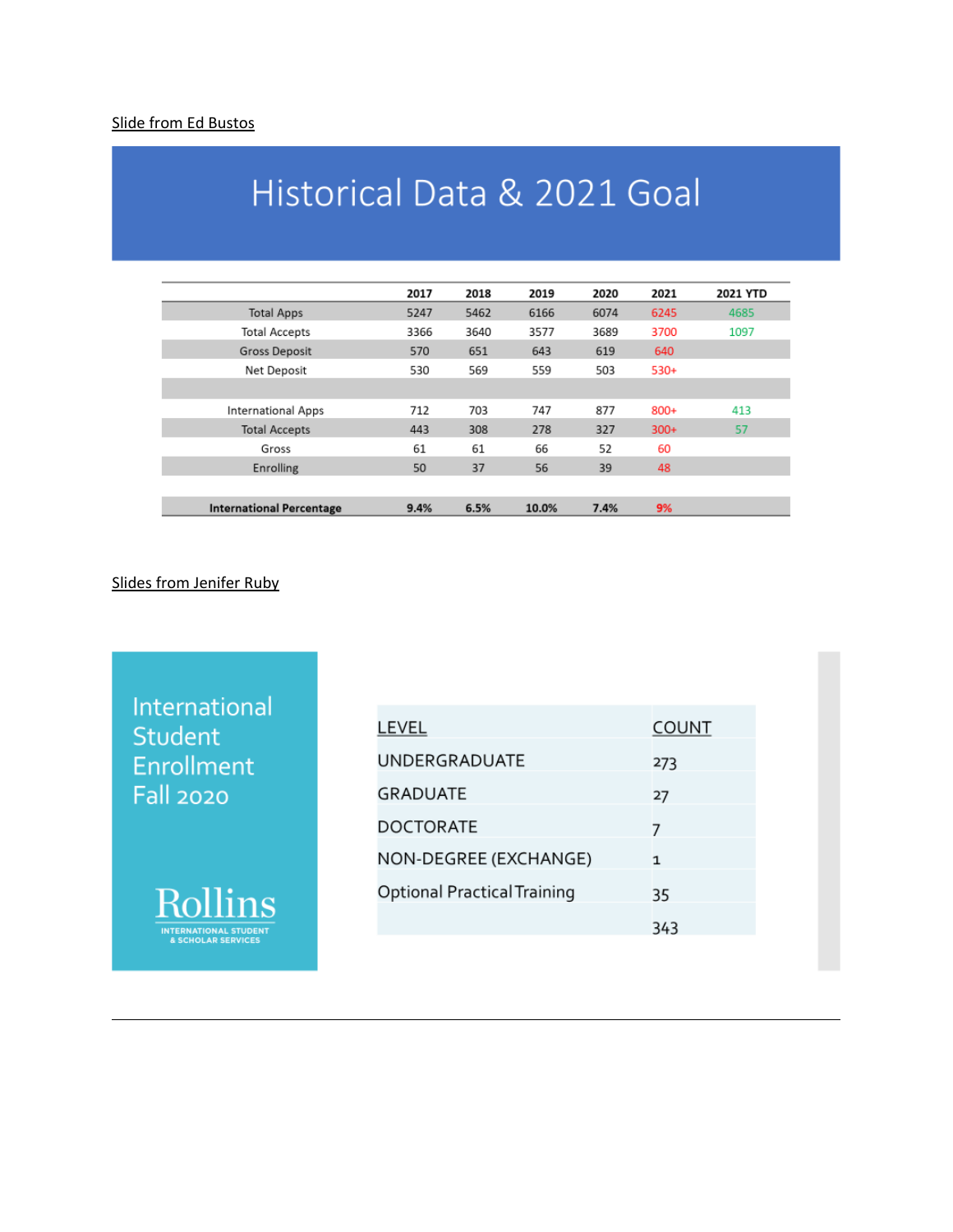Slide from Ed Bustos

# Historical Data & 2021 Goal

| | 2017 | 2018 | 2019 | 2020 | 2021 | 2021 YTD |
|---|---|---|---|---|---|---|
| Total Apps | 5247 | 5462 | 6166 | 6074 | 6245 | 4685 |
| Total Accepts | 3366 | 3640 | 3577 | 3689 | 3700 | 1097 |
| Gross Deposit | 570 | 651 | 643 | 619 | 640 | |
| Net Deposit | 530 | 569 | 559 | 503 | 530+ | |
| | | | | | | |
| International Apps | 712 | 703 | 747 | 877 | 800+ | 413 |
| Total Accepts | 443 | 308 | 278 | 327 | 300+ | 57 |
| Gross | 61 | 61 | 66 | 52 | 60 | |
| Enrolling | 50 | 37 | 56 | 39 | 48 | |
| | | | | | | |
| **International Percentage** | **9.4%** | **6.5%** | **10.0%** | **7.4%** | **9%** | |

Slides from Jenifer Ruby

## International Student Enrollment Fall 2020

Rollins INTERNATIONAL STUDENT & SCHOLAR SERVICES

| LEVEL | COUNT |
|---|---|
| UNDERGRADUATE | 273 |
| GRADUATE | 27 |
| DOCTORATE | 7 |
| NON-DEGREE (EXCHANGE) | 1 |
| Optional Practical Training | 35 |
| | 343 |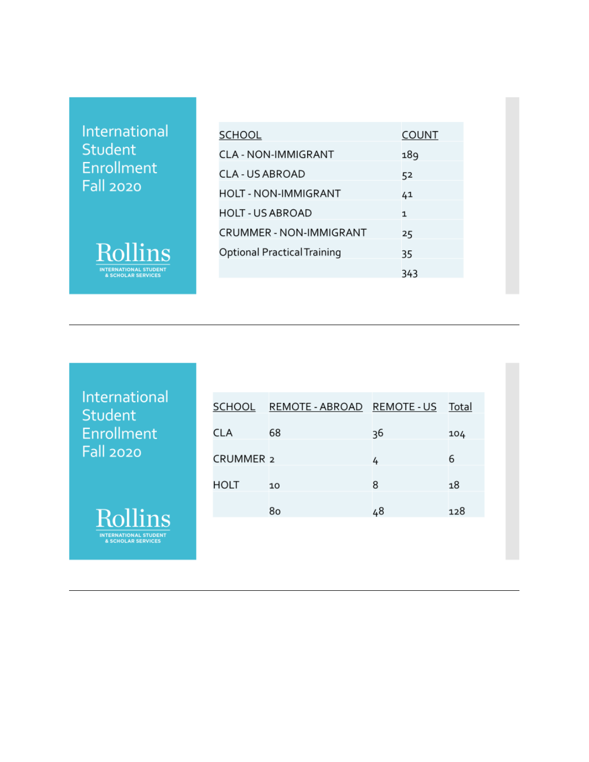## International Student Enrollment Fall 2020

Rollins
INTERNATIONAL STUDENT & SCHOLAR SERVICES

| SCHOOL | COUNT |
|---|---|
| CLA - NON-IMMIGRANT | 189 |
| CLA - US ABROAD | 52 |
| HOLT - NON-IMMIGRANT | 41 |
| HOLT - US ABROAD | 1 |
| CRUMMER - NON-IMMIGRANT | 25 |
| Optional Practical Training | 35 |
| | 343 |

---

## International Student Enrollment Fall 2020

Rollins
INTERNATIONAL STUDENT & SCHOLAR SERVICES

| SCHOOL | REMOTE - ABROAD | REMOTE - US | Total |
|---|---|---|---|
| CLA | 68 | 36 | 104 |
| CRUMMER | 2 | 4 | 6 |
| HOLT | 10 | 8 | 18 |
| | 80 | 48 | 128 |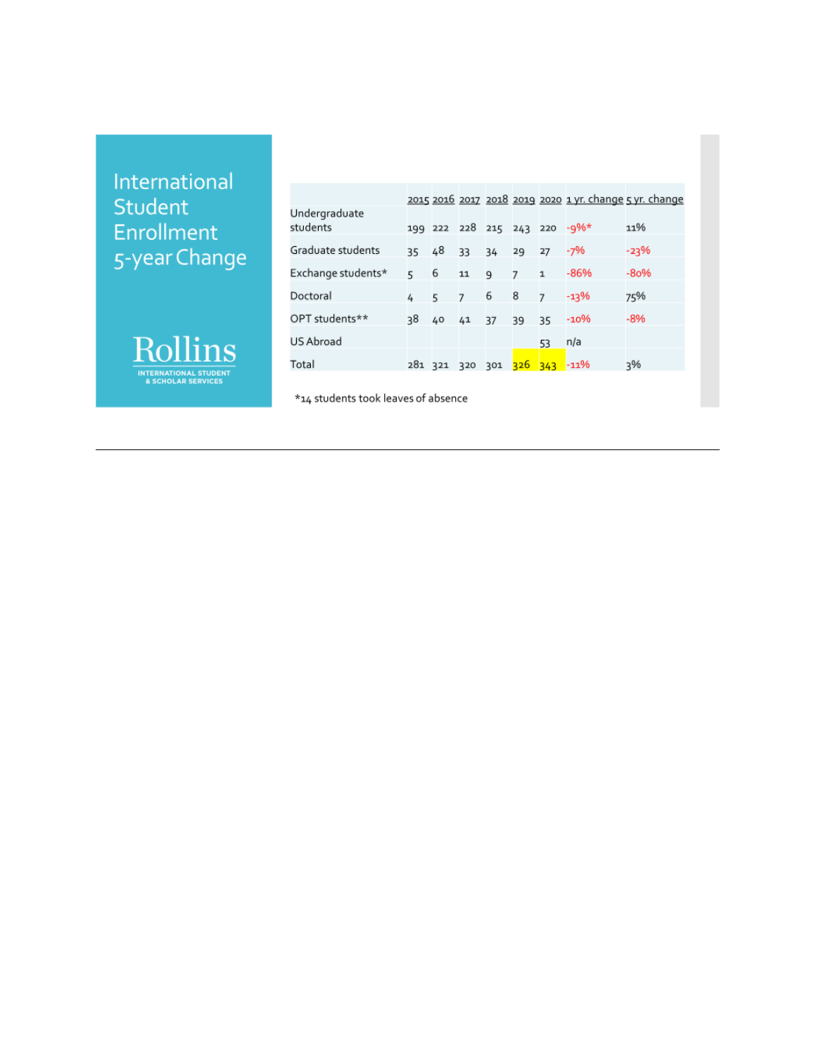# International Student Enrollment 5-year Change

Rollins
INTERNATIONAL STUDENT & SCHOLAR SERVICES

| | 2015 | 2016 | 2017 | 2018 | 2019 | 2020 | 1 yr. change | 5 yr. change |
|---|---|---|---|---|---|---|---|---|
| Undergraduate students | 199 | 222 | 228 | 215 | 243 | 220 | -9%* | 11% |
| Graduate students | 35 | 48 | 33 | 34 | 29 | 27 | -7% | -23% |
| Exchange students* | 5 | 6 | 11 | 9 | 7 | 1 | -86% | -80% |
| Doctoral | 4 | 5 | 7 | 6 | 8 | 7 | -13% | 75% |
| OPT students** | 38 | 40 | 41 | 37 | 39 | 35 | -10% | -8% |
| US Abroad | | | | | | 53 | n/a | |
| Total | 281 | 321 | 320 | 301 | 326 | 343 | -11% | 3% |

*14 students took leaves of absence